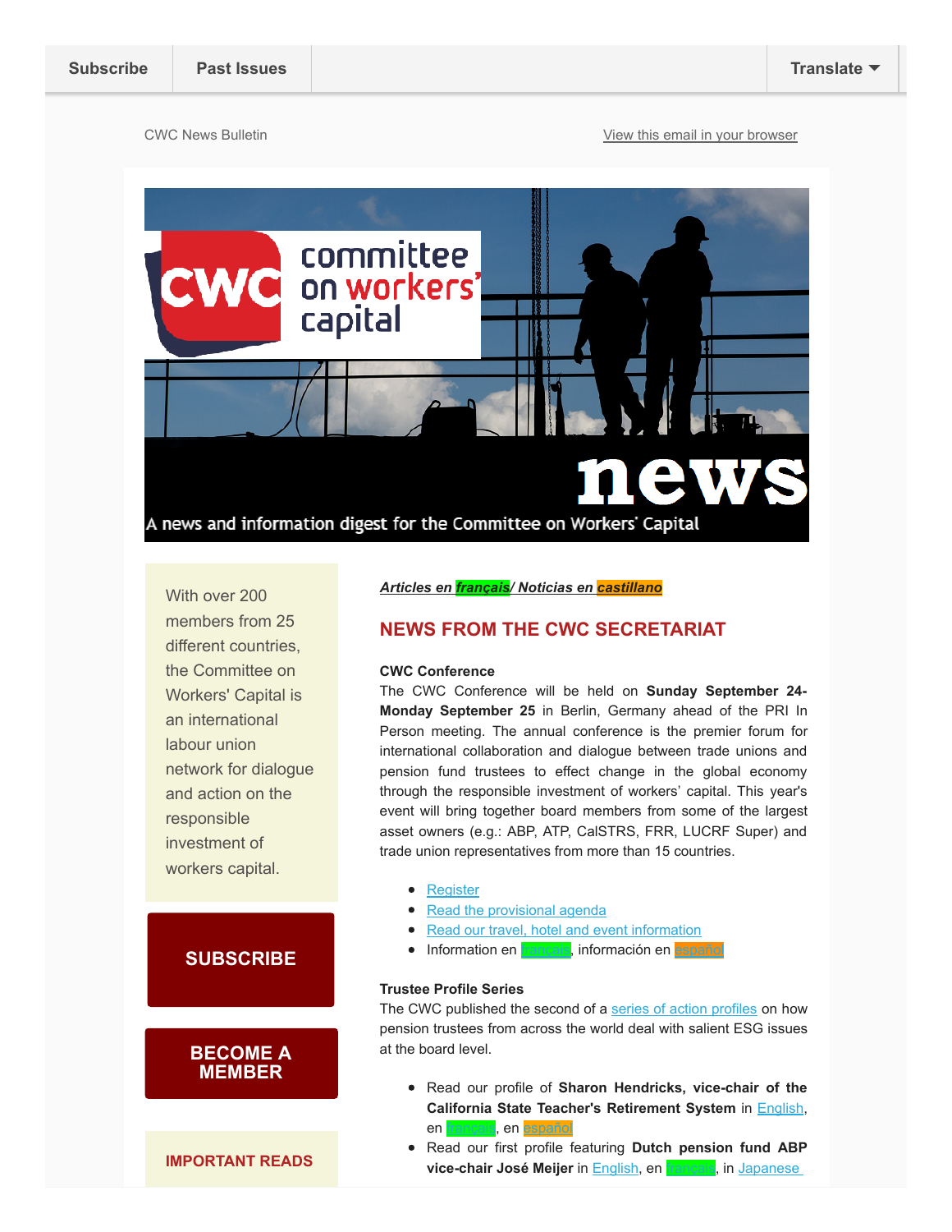Subscribe | Past Issues | Translate

CWC News Bulletin

View this email in your browser

committee on workers' capital

news

A news and information digest for the Committee on Workers' Capital

With over 200 members from 25 different countries, the Committee on Workers' Capital is an international labour union network for dialogue and action on the responsible investment of workers capital.

**SUBSCRIBE**

**BECOME A MEMBER**

**IMPORTANT READS**

***Articles en français/ Noticias en castillano***

## NEWS FROM THE CWC SECRETARIAT

**CWC Conference**

The CWC Conference will be held on **Sunday September 24-Monday September 25** in Berlin, Germany ahead of the PRI In Person meeting. The annual conference is the premier forum for international collaboration and dialogue between trade unions and pension fund trustees to effect change in the global economy through the responsible investment of workers' capital. This year's event will bring together board members from some of the largest asset owners (e.g.: ABP, ATP, CalSTRS, FRR, LUCRF Super) and trade union representatives from more than 15 countries.

- Register
- Read the provisional agenda
- Read our travel, hotel and event information
- Information en français, información en español

**Trustee Profile Series**

The CWC published the second of a series of action profiles on how pension trustees from across the world deal with salient ESG issues at the board level.

- Read our profile of **Sharon Hendricks, vice-chair of the California State Teacher's Retirement System** in English, en français, en español
- Read our first profile featuring **Dutch pension fund ABP vice-chair José Meijer** in English, en français, in Japanese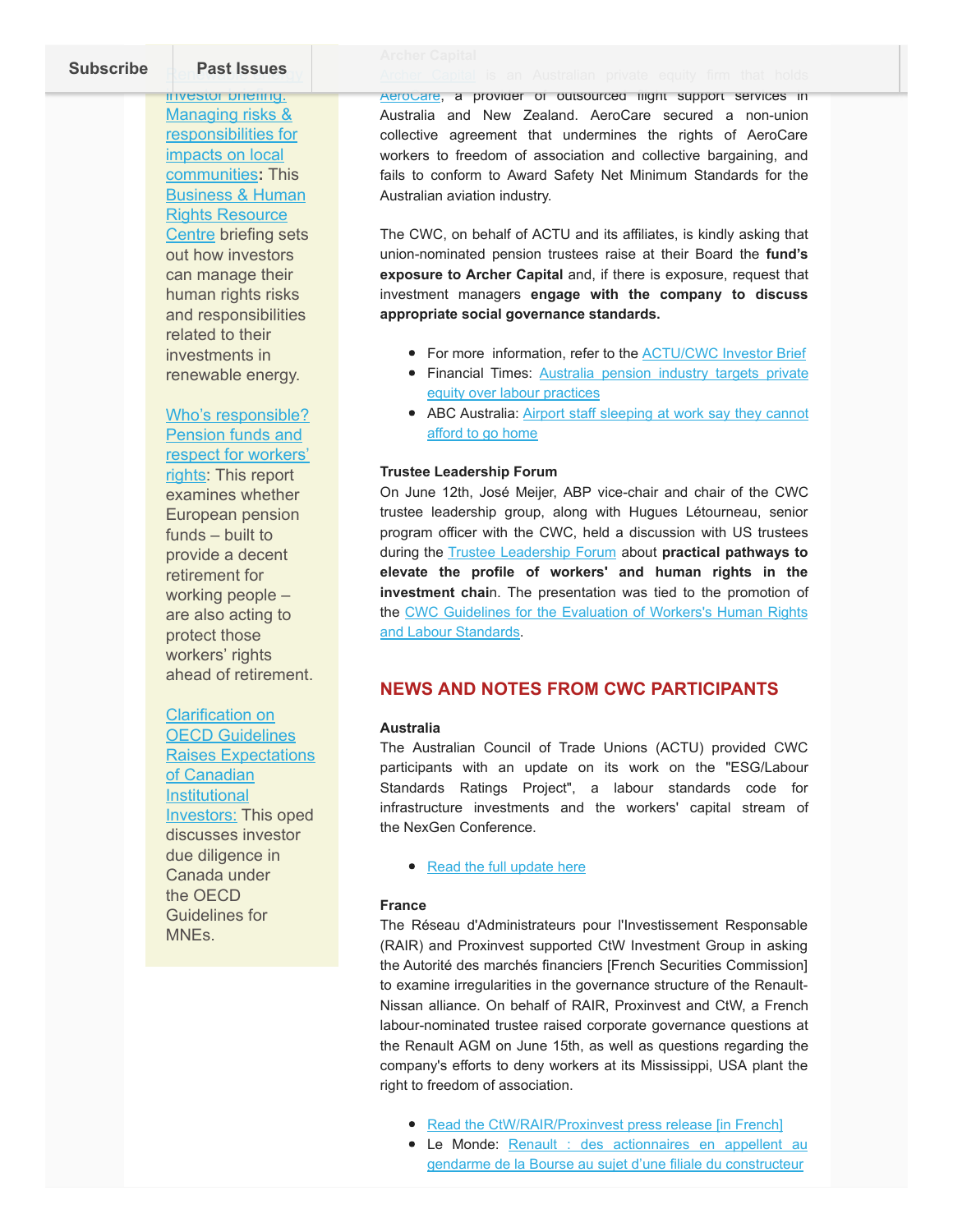Renewable energy investor briefing: Managing risks & responsibilities for impacts on local communities: This Business & Human Rights Resource Centre briefing sets out how investors can manage their human rights risks and responsibilities related to their investments in renewable energy.

Who's responsible? Pension funds and respect for workers' rights: This report examines whether European pension funds – built to provide a decent retirement for working people – are also acting to protect those workers' rights ahead of retirement.

Clarification on OECD Guidelines Raises Expectations of Canadian Institutional Investors: This oped discusses investor due diligence in Canada under the OECD Guidelines for MNEs.

**Archer Capital**

Archer Capital is an Australian private equity firm that holds AeroCare, a provider of outsourced flight support services in Australia and New Zealand. AeroCare secured a non-union collective agreement that undermines the rights of AeroCare workers to freedom of association and collective bargaining, and fails to conform to Award Safety Net Minimum Standards for the Australian aviation industry.

The CWC, on behalf of ACTU and its affiliates, is kindly asking that union-nominated pension trustees raise at their Board the **fund's exposure to Archer Capital** and, if there is exposure, request that investment managers **engage with the company to discuss appropriate social governance standards.**

- For more information, refer to the ACTU/CWC Investor Brief
- Financial Times: Australia pension industry targets private equity over labour practices
- ABC Australia: Airport staff sleeping at work say they cannot afford to go home

**Trustee Leadership Forum**

On June 12th, José Meijer, ABP vice-chair and chair of the CWC trustee leadership group, along with Hugues Létourneau, senior program officer with the CWC, held a discussion with US trustees during the Trustee Leadership Forum about **practical pathways to elevate the profile of workers' and human rights in the investment chai**n. The presentation was tied to the promotion of the CWC Guidelines for the Evaluation of Workers's Human Rights and Labour Standards.

## NEWS AND NOTES FROM CWC PARTICIPANTS

**Australia**

The Australian Council of Trade Unions (ACTU) provided CWC participants with an update on its work on the "ESG/Labour Standards Ratings Project", a labour standards code for infrastructure investments and the workers' capital stream of the NexGen Conference.

- Read the full update here

**France**

The Réseau d'Administrateurs pour l'Investissement Responsable (RAIR) and Proxinvest supported CtW Investment Group in asking the Autorité des marchés financiers [French Securities Commission] to examine irregularities in the governance structure of the Renault-Nissan alliance. On behalf of RAIR, Proxinvest and CtW, a French labour-nominated trustee raised corporate governance questions at the Renault AGM on June 15th, as well as questions regarding the company's efforts to deny workers at its Mississippi, USA plant the right to freedom of association.

- Read the CtW/RAIR/Proxinvest press release [in French]
- Le Monde: Renault : des actionnaires en appellent au gendarme de la Bourse au sujet d'une filiale du constructeur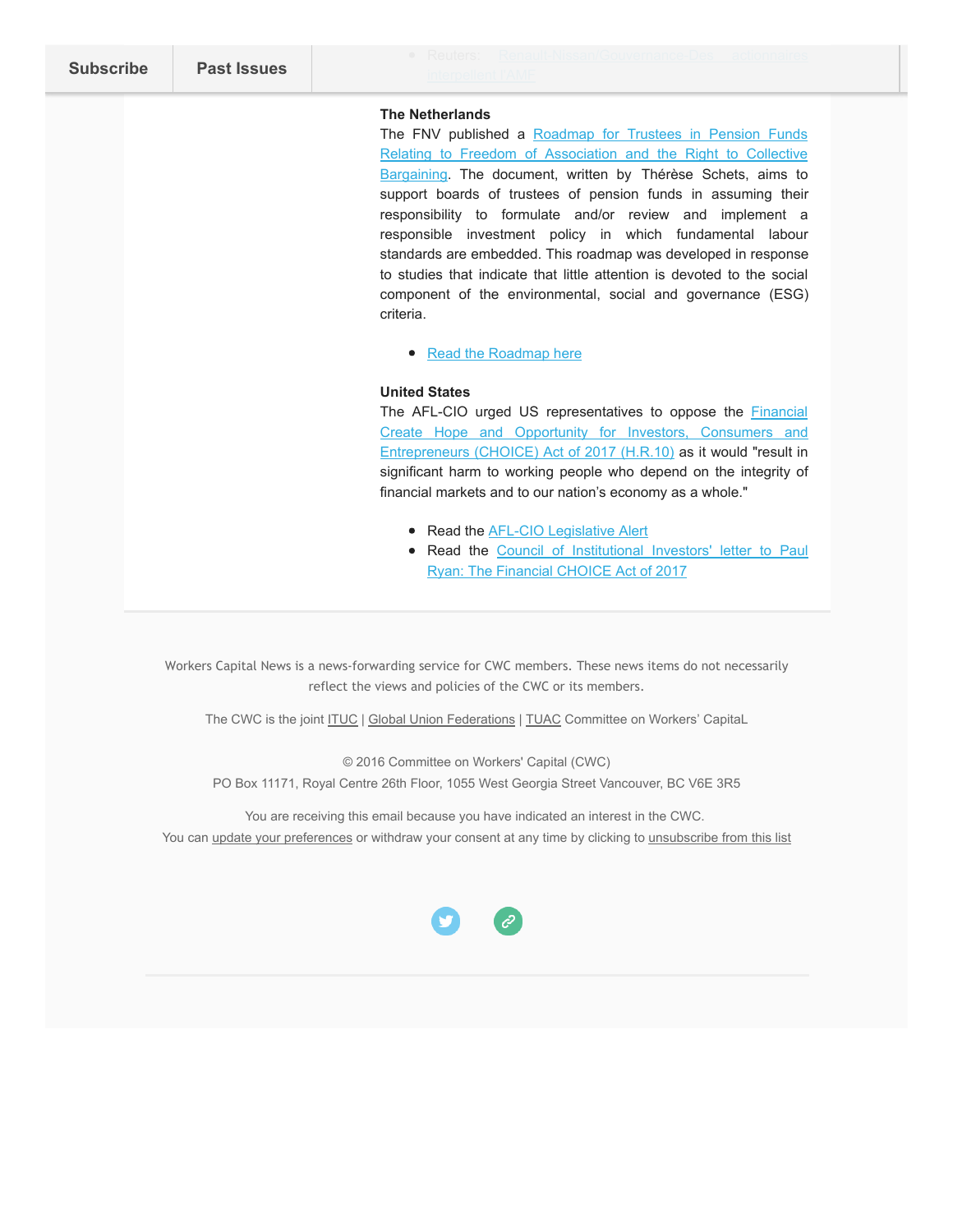- Reuters: Renault-Nissan/Gouvernance-Des actionnaires interpellent l'AMF

**The Netherlands**

The FNV published a Roadmap for Trustees in Pension Funds Relating to Freedom of Association and the Right to Collective Bargaining. The document, written by Thérèse Schets, aims to support boards of trustees of pension funds in assuming their responsibility to formulate and/or review and implement a responsible investment policy in which fundamental labour standards are embedded. This roadmap was developed in response to studies that indicate that little attention is devoted to the social component of the environmental, social and governance (ESG) criteria.

- Read the Roadmap here

**United States**

The AFL-CIO urged US representatives to oppose the Financial Create Hope and Opportunity for Investors, Consumers and Entrepreneurs (CHOICE) Act of 2017 (H.R.10) as it would "result in significant harm to working people who depend on the integrity of financial markets and to our nation's economy as a whole."

- Read the AFL-CIO Legislative Alert
- Read the Council of Institutional Investors' letter to Paul Ryan: The Financial CHOICE Act of 2017

Workers Capital News is a news-forwarding service for CWC members. These news items do not necessarily reflect the views and policies of the CWC or its members.

The CWC is the joint ITUC | Global Union Federations | TUAC Committee on Workers' CapitaL

© 2016 Committee on Workers' Capital (CWC)
PO Box 11171, Royal Centre 26th Floor, 1055 West Georgia Street Vancouver, BC V6E 3R5

You are receiving this email because you have indicated an interest in the CWC.
You can update your preferences or withdraw your consent at any time by clicking to unsubscribe from this list